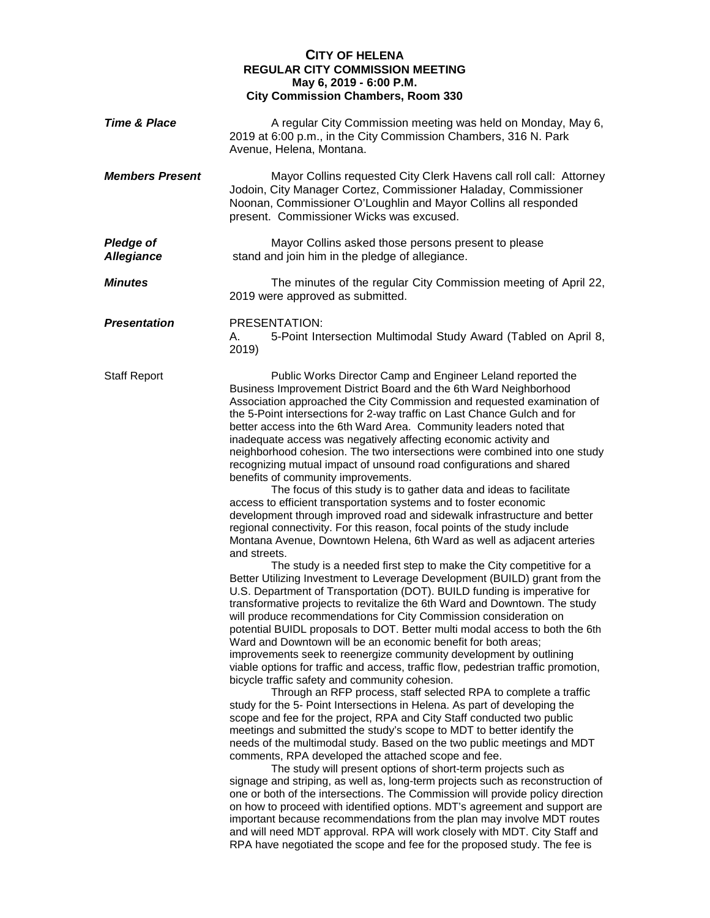**CITY OF HELENA**
**REGULAR CITY COMMISSION MEETING**
**May 6, 2019 - 6:00 P.M.**
**City Commission Chambers, Room 330**

***Time & Place***

A regular City Commission meeting was held on Monday, May 6, 2019 at 6:00 p.m., in the City Commission Chambers, 316 N. Park Avenue, Helena, Montana.

***Members Present***

Mayor Collins requested City Clerk Havens call roll call: Attorney Jodoin, City Manager Cortez, Commissioner Haladay, Commissioner Noonan, Commissioner O'Loughlin and Mayor Collins all responded present. Commissioner Wicks was excused.

***Pledge of Allegiance***

Mayor Collins asked those persons present to please stand and join him in the pledge of allegiance.

***Minutes***

The minutes of the regular City Commission meeting of April 22, 2019 were approved as submitted.

***Presentation***

PRESENTATION:

A. 5-Point Intersection Multimodal Study Award (Tabled on April 8, 2019)

Staff Report

Public Works Director Camp and Engineer Leland reported the Business Improvement District Board and the 6th Ward Neighborhood Association approached the City Commission and requested examination of the 5-Point intersections for 2-way traffic on Last Chance Gulch and for better access into the 6th Ward Area. Community leaders noted that inadequate access was negatively affecting economic activity and neighborhood cohesion. The two intersections were combined into one study recognizing mutual impact of unsound road configurations and shared benefits of community improvements.

The focus of this study is to gather data and ideas to facilitate access to efficient transportation systems and to foster economic development through improved road and sidewalk infrastructure and better regional connectivity. For this reason, focal points of the study include Montana Avenue, Downtown Helena, 6th Ward as well as adjacent arteries and streets.

The study is a needed first step to make the City competitive for a Better Utilizing Investment to Leverage Development (BUILD) grant from the U.S. Department of Transportation (DOT). BUILD funding is imperative for transformative projects to revitalize the 6th Ward and Downtown. The study will produce recommendations for City Commission consideration on potential BUIDL proposals to DOT. Better multi modal access to both the 6th Ward and Downtown will be an economic benefit for both areas; improvements seek to reenergize community development by outlining viable options for traffic and access, traffic flow, pedestrian traffic promotion, bicycle traffic safety and community cohesion.

Through an RFP process, staff selected RPA to complete a traffic study for the 5- Point Intersections in Helena. As part of developing the scope and fee for the project, RPA and City Staff conducted two public meetings and submitted the study's scope to MDT to better identify the needs of the multimodal study. Based on the two public meetings and MDT comments, RPA developed the attached scope and fee.

The study will present options of short-term projects such as signage and striping, as well as, long-term projects such as reconstruction of one or both of the intersections. The Commission will provide policy direction on how to proceed with identified options. MDT's agreement and support are important because recommendations from the plan may involve MDT routes and will need MDT approval. RPA will work closely with MDT. City Staff and RPA have negotiated the scope and fee for the proposed study. The fee is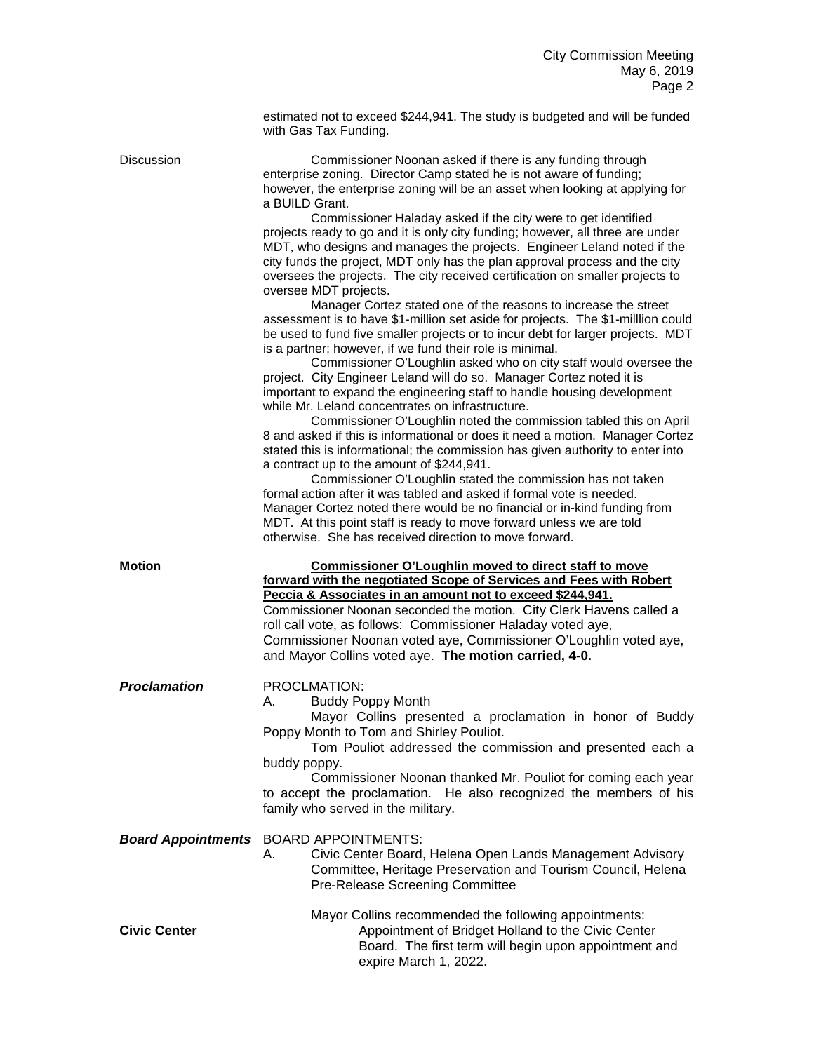estimated not to exceed $244,941. The study is budgeted and will be funded with Gas Tax Funding.

Discussion

Commissioner Noonan asked if there is any funding through enterprise zoning. Director Camp stated he is not aware of funding; however, the enterprise zoning will be an asset when looking at applying for a BUILD Grant.

Commissioner Haladay asked if the city were to get identified projects ready to go and it is only city funding; however, all three are under MDT, who designs and manages the projects. Engineer Leland noted if the city funds the project, MDT only has the plan approval process and the city oversees the projects. The city received certification on smaller projects to oversee MDT projects.

Manager Cortez stated one of the reasons to increase the street assessment is to have $1-million set aside for projects. The $1-milllion could be used to fund five smaller projects or to incur debt for larger projects. MDT is a partner; however, if we fund their role is minimal.

Commissioner O'Loughlin asked who on city staff would oversee the project. City Engineer Leland will do so. Manager Cortez noted it is important to expand the engineering staff to handle housing development while Mr. Leland concentrates on infrastructure.

Commissioner O'Loughlin noted the commission tabled this on April 8 and asked if this is informational or does it need a motion. Manager Cortez stated this is informational; the commission has given authority to enter into a contract up to the amount of $244,941.

Commissioner O'Loughlin stated the commission has not taken formal action after it was tabled and asked if formal vote is needed. Manager Cortez noted there would be no financial or in-kind funding from MDT. At this point staff is ready to move forward unless we are told otherwise. She has received direction to move forward.

**Motion**

**Commissioner O'Loughlin moved to direct staff to move forward with the negotiated Scope of Services and Fees with Robert Peccia & Associates in an amount not to exceed $244,941.** Commissioner Noonan seconded the motion. City Clerk Havens called a roll call vote, as follows: Commissioner Haladay voted aye, Commissioner Noonan voted aye, Commissioner O'Loughlin voted aye, and Mayor Collins voted aye. **The motion carried, 4-0.**

***Proclamation***

PROCLMATION:

A. Buddy Poppy Month

Mayor Collins presented a proclamation in honor of Buddy Poppy Month to Tom and Shirley Pouliot.

Tom Pouliot addressed the commission and presented each a buddy poppy.

Commissioner Noonan thanked Mr. Pouliot for coming each year to accept the proclamation. He also recognized the members of his family who served in the military.

***Board Appointments***

BOARD APPOINTMENTS:

A. Civic Center Board, Helena Open Lands Management Advisory Committee, Heritage Preservation and Tourism Council, Helena Pre-Release Screening Committee

Mayor Collins recommended the following appointments:

**Civic Center**

Appointment of Bridget Holland to the Civic Center Board. The first term will begin upon appointment and expire March 1, 2022.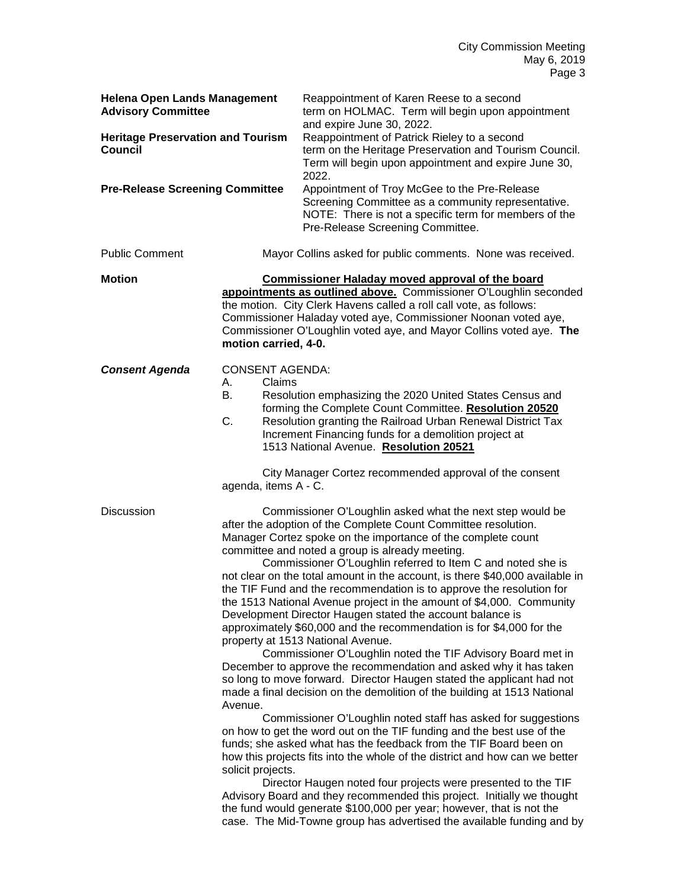**Helena Open Lands Management Advisory Committee** — Reappointment of Karen Reese to a second term on HOLMAC. Term will begin upon appointment and expire June 30, 2022.

**Heritage Preservation and Tourism Council** — Reappointment of Patrick Rieley to a second term on the Heritage Preservation and Tourism Council. Term will begin upon appointment and expire June 30, 2022.

**Pre-Release Screening Committee** — Appointment of Troy McGee to the Pre-Release Screening Committee as a community representative. NOTE: There is not a specific term for members of the Pre-Release Screening Committee.

Public Comment

Mayor Collins asked for public comments. None was received.

**Motion**

**Commissioner Haladay moved approval of the board appointments as outlined above.** Commissioner O'Loughlin seconded the motion. City Clerk Havens called a roll call vote, as follows: Commissioner Haladay voted aye, Commissioner Noonan voted aye, Commissioner O'Loughlin voted aye, and Mayor Collins voted aye. **The motion carried, 4-0.**

***Consent Agenda***

CONSENT AGENDA:

A. Claims
B. Resolution emphasizing the 2020 United States Census and forming the Complete Count Committee. **Resolution 20520**
C. Resolution granting the Railroad Urban Renewal District Tax Increment Financing funds for a demolition project at 1513 National Avenue. **Resolution 20521**

City Manager Cortez recommended approval of the consent agenda, items A - C.

Discussion

Commissioner O'Loughlin asked what the next step would be after the adoption of the Complete Count Committee resolution. Manager Cortez spoke on the importance of the complete count committee and noted a group is already meeting.

Commissioner O'Loughlin referred to Item C and noted she is not clear on the total amount in the account, is there $40,000 available in the TIF Fund and the recommendation is to approve the resolution for the 1513 National Avenue project in the amount of $4,000. Community Development Director Haugen stated the account balance is approximately $60,000 and the recommendation is for $4,000 for the property at 1513 National Avenue.

Commissioner O'Loughlin noted the TIF Advisory Board met in December to approve the recommendation and asked why it has taken so long to move forward. Director Haugen stated the applicant had not made a final decision on the demolition of the building at 1513 National Avenue.

Commissioner O'Loughlin noted staff has asked for suggestions on how to get the word out on the TIF funding and the best use of the funds; she asked what has the feedback from the TIF Board been on how this projects fits into the whole of the district and how can we better solicit projects.

Director Haugen noted four projects were presented to the TIF Advisory Board and they recommended this project. Initially we thought the fund would generate $100,000 per year; however, that is not the case. The Mid-Towne group has advertised the available funding and by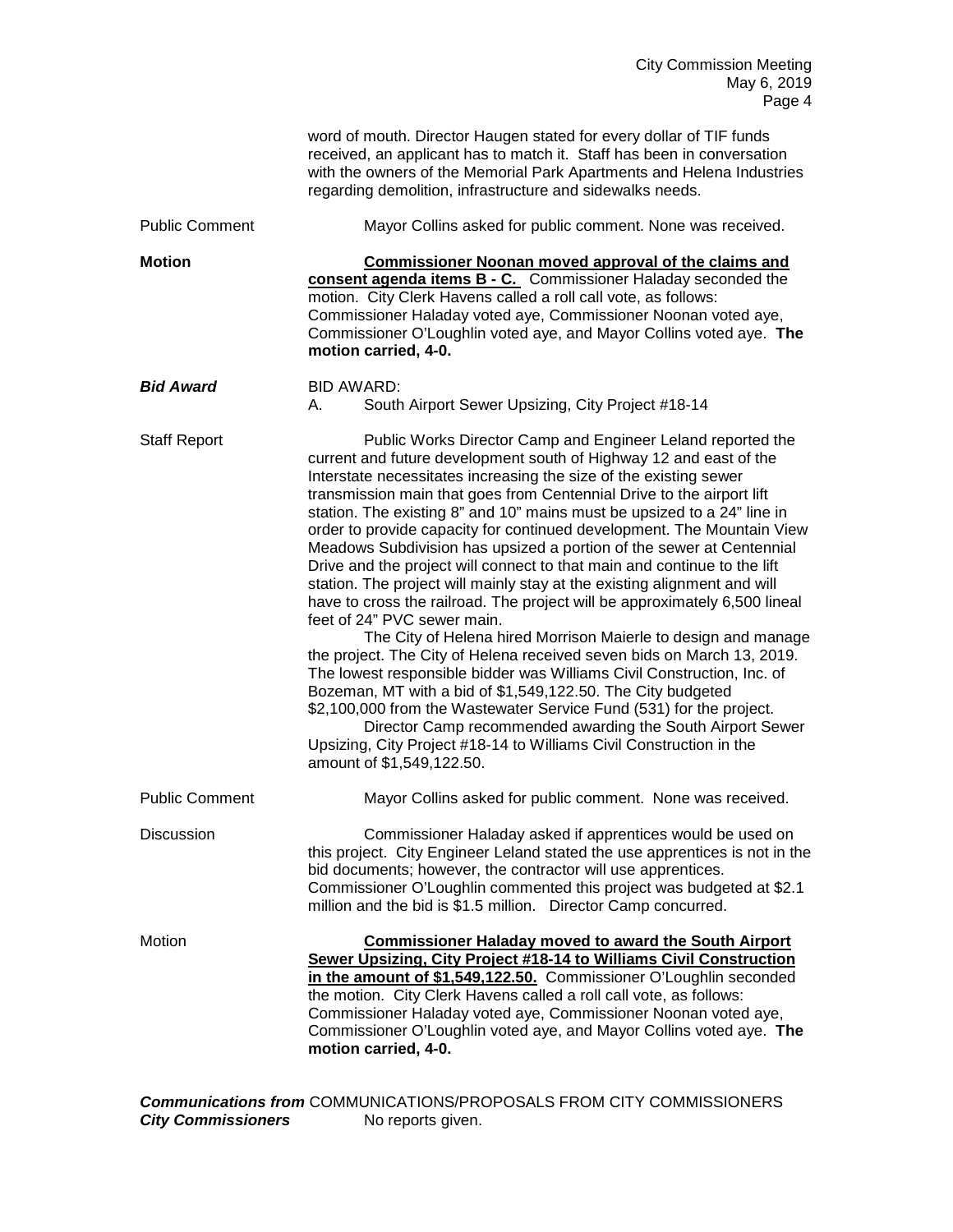word of mouth. Director Haugen stated for every dollar of TIF funds received, an applicant has to match it. Staff has been in conversation with the owners of the Memorial Park Apartments and Helena Industries regarding demolition, infrastructure and sidewalks needs.

Public Comment

Mayor Collins asked for public comment. None was received.

**Motion**

**Commissioner Noonan moved approval of the claims and consent agenda items B - C.** Commissioner Haladay seconded the motion. City Clerk Havens called a roll call vote, as follows: Commissioner Haladay voted aye, Commissioner Noonan voted aye, Commissioner O'Loughlin voted aye, and Mayor Collins voted aye. **The motion carried, 4-0.**

***Bid Award***

BID AWARD:

A. South Airport Sewer Upsizing, City Project #18-14

Staff Report

Public Works Director Camp and Engineer Leland reported the current and future development south of Highway 12 and east of the Interstate necessitates increasing the size of the existing sewer transmission main that goes from Centennial Drive to the airport lift station. The existing 8" and 10" mains must be upsized to a 24" line in order to provide capacity for continued development. The Mountain View Meadows Subdivision has upsized a portion of the sewer at Centennial Drive and the project will connect to that main and continue to the lift station. The project will mainly stay at the existing alignment and will have to cross the railroad. The project will be approximately 6,500 lineal feet of 24" PVC sewer main.

The City of Helena hired Morrison Maierle to design and manage the project. The City of Helena received seven bids on March 13, 2019. The lowest responsible bidder was Williams Civil Construction, Inc. of Bozeman, MT with a bid of $1,549,122.50. The City budgeted $2,100,000 from the Wastewater Service Fund (531) for the project.

Director Camp recommended awarding the South Airport Sewer Upsizing, City Project #18-14 to Williams Civil Construction in the amount of $1,549,122.50.

Public Comment

Mayor Collins asked for public comment. None was received.

Discussion

Commissioner Haladay asked if apprentices would be used on this project. City Engineer Leland stated the use apprentices is not in the bid documents; however, the contractor will use apprentices. Commissioner O'Loughlin commented this project was budgeted at $2.1 million and the bid is $1.5 million. Director Camp concurred.

Motion

**Commissioner Haladay moved to award the South Airport Sewer Upsizing, City Project #18-14 to Williams Civil Construction in the amount of $1,549,122.50.** Commissioner O'Loughlin seconded the motion. City Clerk Havens called a roll call vote, as follows: Commissioner Haladay voted aye, Commissioner Noonan voted aye, Commissioner O'Loughlin voted aye, and Mayor Collins voted aye. **The motion carried, 4-0.**

***Communications from City Commissioners***

COMMUNICATIONS/PROPOSALS FROM CITY COMMISSIONERS

No reports given.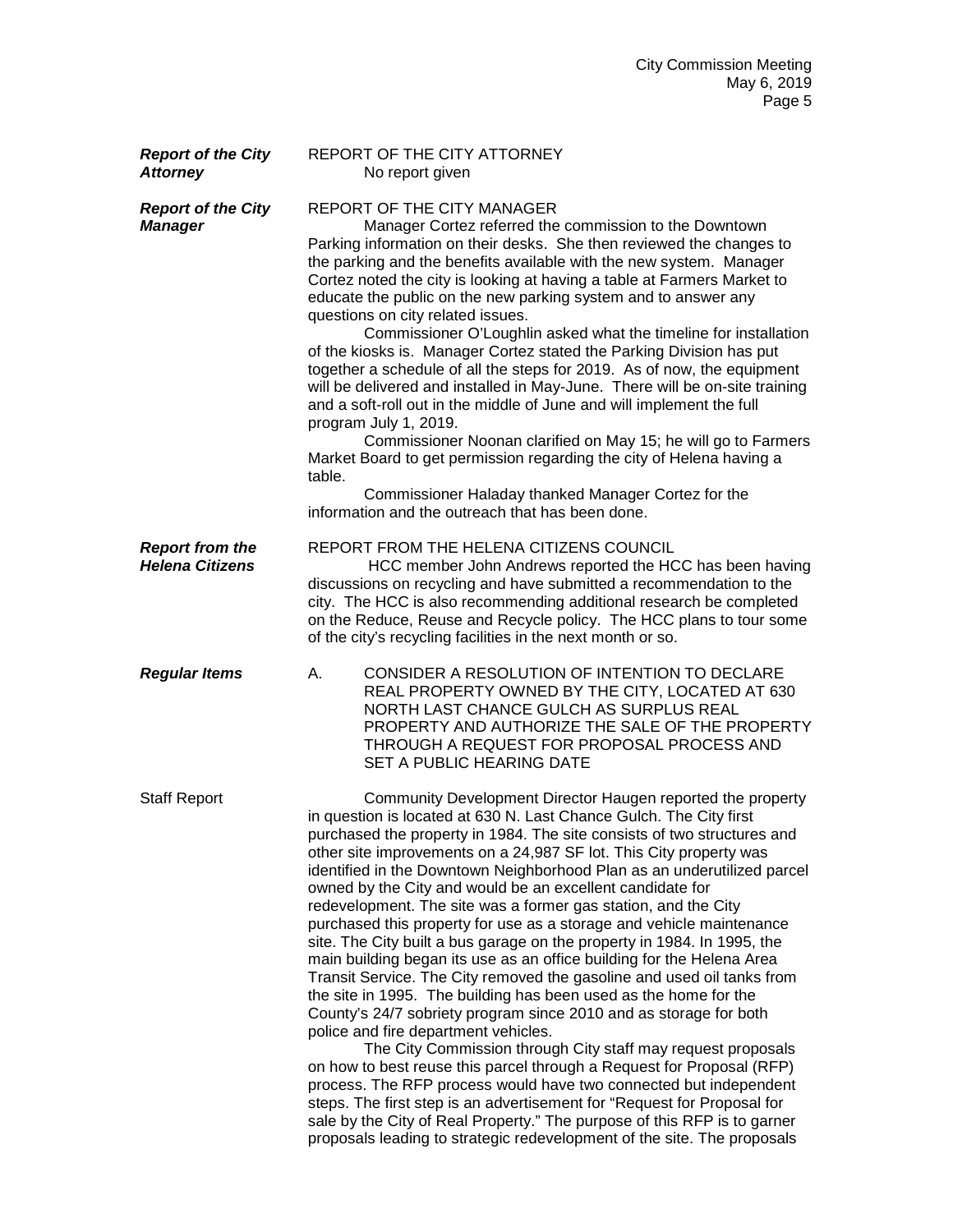***Report of the City Attorney***

REPORT OF THE CITY ATTORNEY

No report given

***Report of the City Manager***

REPORT OF THE CITY MANAGER

Manager Cortez referred the commission to the Downtown Parking information on their desks. She then reviewed the changes to the parking and the benefits available with the new system. Manager Cortez noted the city is looking at having a table at Farmers Market to educate the public on the new parking system and to answer any questions on city related issues.

Commissioner O'Loughlin asked what the timeline for installation of the kiosks is. Manager Cortez stated the Parking Division has put together a schedule of all the steps for 2019. As of now, the equipment will be delivered and installed in May-June. There will be on-site training and a soft-roll out in the middle of June and will implement the full program July 1, 2019.

Commissioner Noonan clarified on May 15; he will go to Farmers Market Board to get permission regarding the city of Helena having a table.

Commissioner Haladay thanked Manager Cortez for the information and the outreach that has been done.

***Report from the Helena Citizens***

REPORT FROM THE HELENA CITIZENS COUNCIL

HCC member John Andrews reported the HCC has been having discussions on recycling and have submitted a recommendation to the city. The HCC is also recommending additional research be completed on the Reduce, Reuse and Recycle policy. The HCC plans to tour some of the city's recycling facilities in the next month or so.

***Regular Items***

A. CONSIDER A RESOLUTION OF INTENTION TO DECLARE REAL PROPERTY OWNED BY THE CITY, LOCATED AT 630 NORTH LAST CHANCE GULCH AS SURPLUS REAL PROPERTY AND AUTHORIZE THE SALE OF THE PROPERTY THROUGH A REQUEST FOR PROPOSAL PROCESS AND SET A PUBLIC HEARING DATE

Staff Report

Community Development Director Haugen reported the property in question is located at 630 N. Last Chance Gulch. The City first purchased the property in 1984. The site consists of two structures and other site improvements on a 24,987 SF lot. This City property was identified in the Downtown Neighborhood Plan as an underutilized parcel owned by the City and would be an excellent candidate for redevelopment. The site was a former gas station, and the City purchased this property for use as a storage and vehicle maintenance site. The City built a bus garage on the property in 1984. In 1995, the main building began its use as an office building for the Helena Area Transit Service. The City removed the gasoline and used oil tanks from the site in 1995. The building has been used as the home for the County's 24/7 sobriety program since 2010 and as storage for both police and fire department vehicles.

The City Commission through City staff may request proposals on how to best reuse this parcel through a Request for Proposal (RFP) process. The RFP process would have two connected but independent steps. The first step is an advertisement for "Request for Proposal for sale by the City of Real Property." The purpose of this RFP is to garner proposals leading to strategic redevelopment of the site. The proposals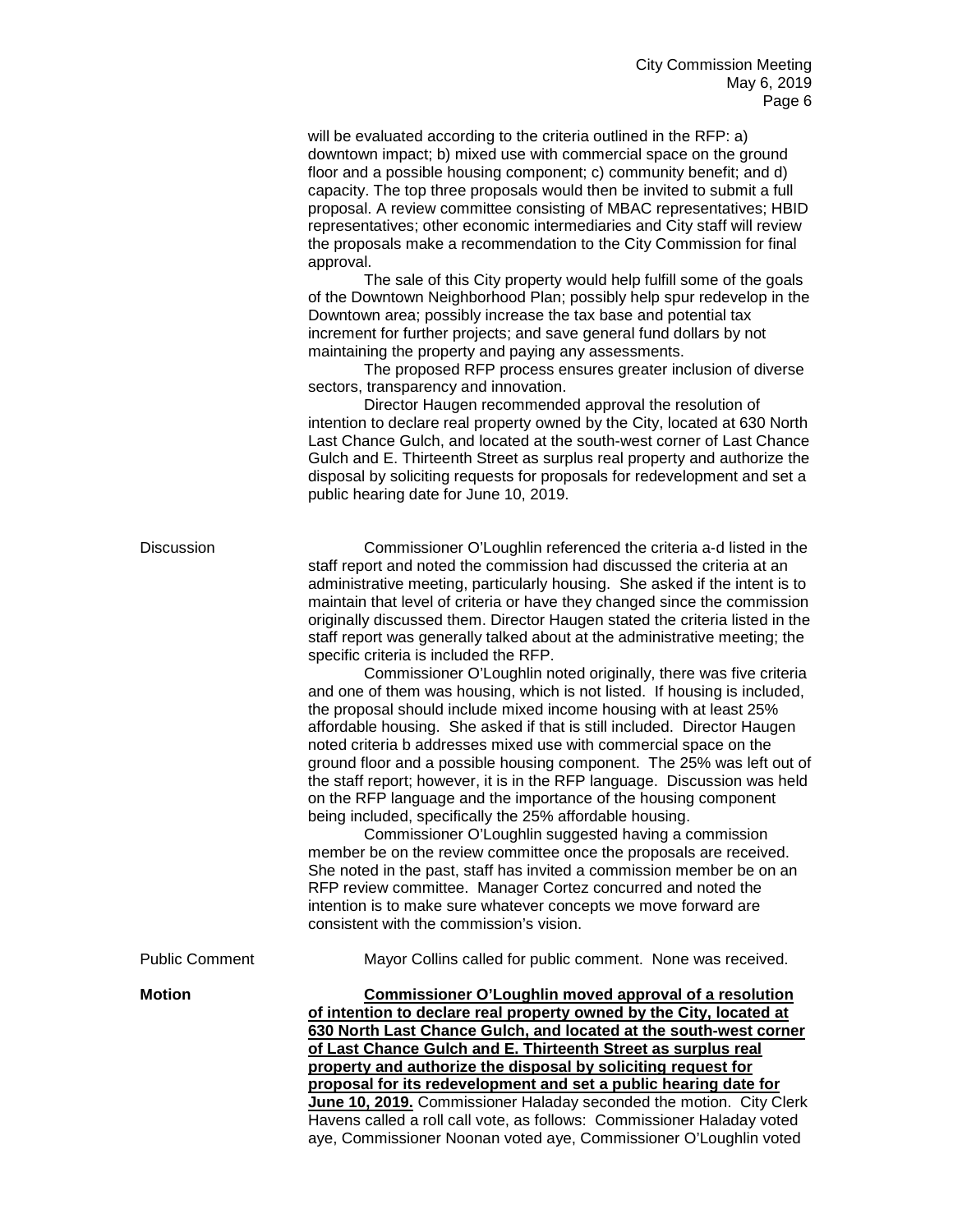will be evaluated according to the criteria outlined in the RFP: a) downtown impact; b) mixed use with commercial space on the ground floor and a possible housing component; c) community benefit; and d) capacity. The top three proposals would then be invited to submit a full proposal. A review committee consisting of MBAC representatives; HBID representatives; other economic intermediaries and City staff will review the proposals make a recommendation to the City Commission for final approval.

The sale of this City property would help fulfill some of the goals of the Downtown Neighborhood Plan; possibly help spur redevelop in the Downtown area; possibly increase the tax base and potential tax increment for further projects; and save general fund dollars by not maintaining the property and paying any assessments.

The proposed RFP process ensures greater inclusion of diverse sectors, transparency and innovation.

Director Haugen recommended approval the resolution of intention to declare real property owned by the City, located at 630 North Last Chance Gulch, and located at the south-west corner of Last Chance Gulch and E. Thirteenth Street as surplus real property and authorize the disposal by soliciting requests for proposals for redevelopment and set a public hearing date for June 10, 2019.

Discussion

Commissioner O'Loughlin referenced the criteria a-d listed in the staff report and noted the commission had discussed the criteria at an administrative meeting, particularly housing. She asked if the intent is to maintain that level of criteria or have they changed since the commission originally discussed them. Director Haugen stated the criteria listed in the staff report was generally talked about at the administrative meeting; the specific criteria is included the RFP.

Commissioner O'Loughlin noted originally, there was five criteria and one of them was housing, which is not listed. If housing is included, the proposal should include mixed income housing with at least 25% affordable housing. She asked if that is still included. Director Haugen noted criteria b addresses mixed use with commercial space on the ground floor and a possible housing component. The 25% was left out of the staff report; however, it is in the RFP language. Discussion was held on the RFP language and the importance of the housing component being included, specifically the 25% affordable housing.

Commissioner O'Loughlin suggested having a commission member be on the review committee once the proposals are received. She noted in the past, staff has invited a commission member be on an RFP review committee. Manager Cortez concurred and noted the intention is to make sure whatever concepts we move forward are consistent with the commission's vision.

Public Comment

Mayor Collins called for public comment. None was received.

**Motion**

**Commissioner O'Loughlin moved approval of a resolution of intention to declare real property owned by the City, located at 630 North Last Chance Gulch, and located at the south-west corner of Last Chance Gulch and E. Thirteenth Street as surplus real property and authorize the disposal by soliciting request for proposal for its redevelopment and set a public hearing date for June 10, 2019.** Commissioner Haladay seconded the motion. City Clerk Havens called a roll call vote, as follows: Commissioner Haladay voted aye, Commissioner Noonan voted aye, Commissioner O'Loughlin voted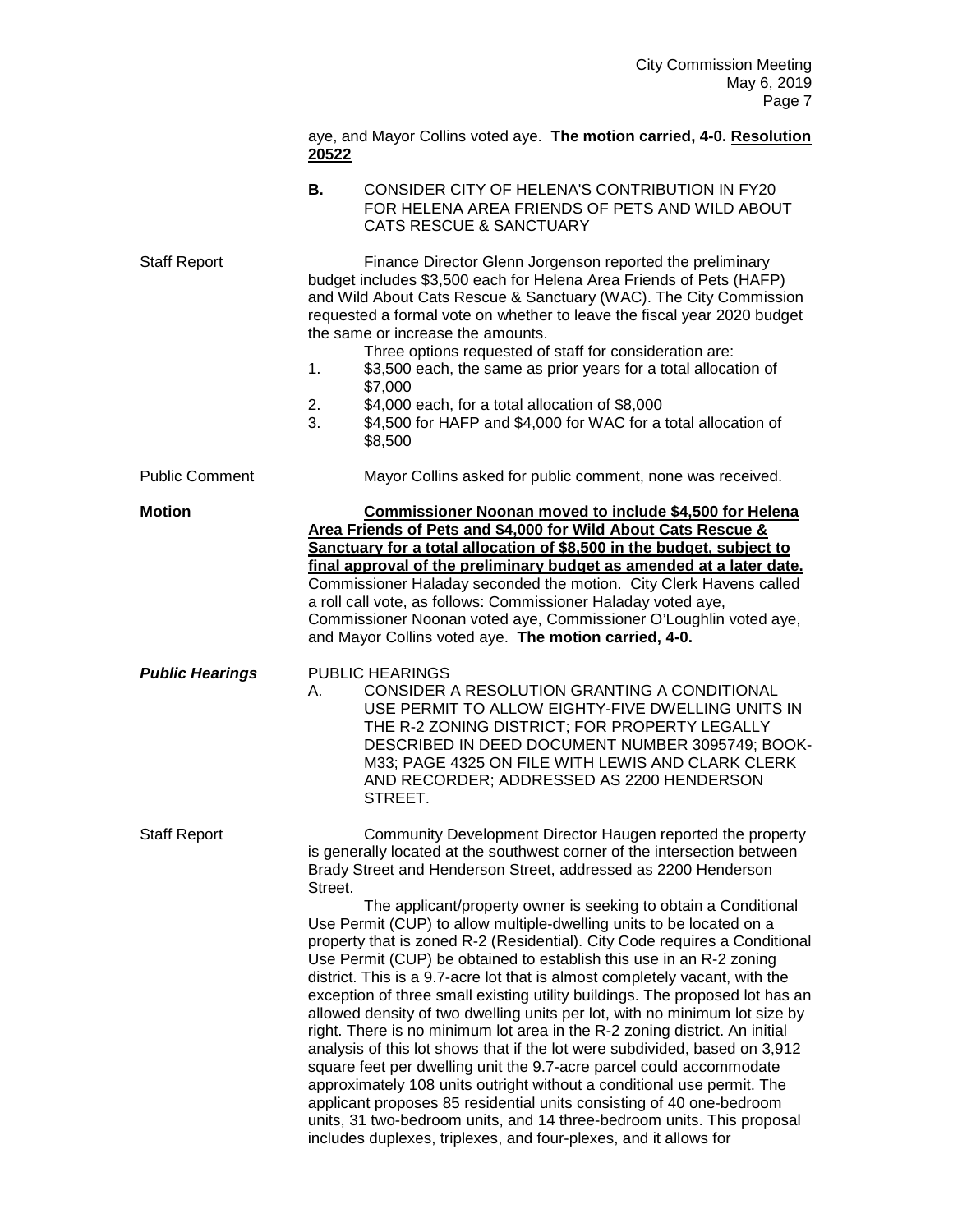aye, and Mayor Collins voted aye. **The motion carried, 4-0. <u>Resolution 20522</u>**

**B.** CONSIDER CITY OF HELENA'S CONTRIBUTION IN FY20 FOR HELENA AREA FRIENDS OF PETS AND WILD ABOUT CATS RESCUE & SANCTUARY

Staff Report

Finance Director Glenn Jorgenson reported the preliminary budget includes $3,500 each for Helena Area Friends of Pets (HAFP) and Wild About Cats Rescue & Sanctuary (WAC). The City Commission requested a formal vote on whether to leave the fiscal year 2020 budget the same or increase the amounts.

Three options requested of staff for consideration are:

1. $3,500 each, the same as prior years for a total allocation of $7,000
2. $4,000 each, for a total allocation of $8,000
3. $4,500 for HAFP and $4,000 for WAC for a total allocation of $8,500

Public Comment

Mayor Collins asked for public comment, none was received.

**Motion**

**<u>Commissioner Noonan moved to include $4,500 for Helena Area Friends of Pets and $4,000 for Wild About Cats Rescue & Sanctuary for a total allocation of $8,500 in the budget, subject to final approval of the preliminary budget as amended at a later date.</u>** Commissioner Haladay seconded the motion. City Clerk Havens called a roll call vote, as follows: Commissioner Haladay voted aye, Commissioner Noonan voted aye, Commissioner O'Loughlin voted aye, and Mayor Collins voted aye. **The motion carried, 4-0.**

***Public Hearings***

PUBLIC HEARINGS

A. CONSIDER A RESOLUTION GRANTING A CONDITIONAL USE PERMIT TO ALLOW EIGHTY-FIVE DWELLING UNITS IN THE R-2 ZONING DISTRICT; FOR PROPERTY LEGALLY DESCRIBED IN DEED DOCUMENT NUMBER 3095749; BOOK-M33; PAGE 4325 ON FILE WITH LEWIS AND CLARK CLERK AND RECORDER; ADDRESSED AS 2200 HENDERSON STREET.

Staff Report

Community Development Director Haugen reported the property is generally located at the southwest corner of the intersection between Brady Street and Henderson Street, addressed as 2200 Henderson Street.

The applicant/property owner is seeking to obtain a Conditional Use Permit (CUP) to allow multiple-dwelling units to be located on a property that is zoned R-2 (Residential). City Code requires a Conditional Use Permit (CUP) be obtained to establish this use in an R-2 zoning district. This is a 9.7-acre lot that is almost completely vacant, with the exception of three small existing utility buildings. The proposed lot has an allowed density of two dwelling units per lot, with no minimum lot size by right. There is no minimum lot area in the R-2 zoning district. An initial analysis of this lot shows that if the lot were subdivided, based on 3,912 square feet per dwelling unit the 9.7-acre parcel could accommodate approximately 108 units outright without a conditional use permit. The applicant proposes 85 residential units consisting of 40 one-bedroom units, 31 two-bedroom units, and 14 three-bedroom units. This proposal includes duplexes, triplexes, and four-plexes, and it allows for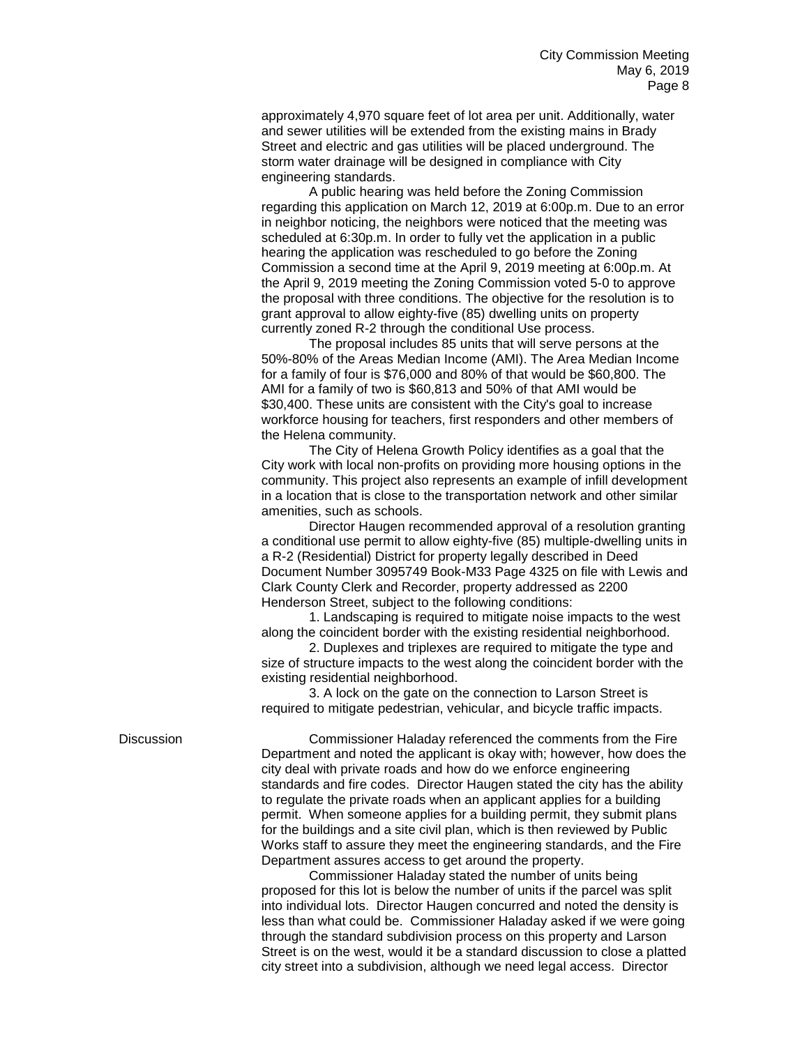approximately 4,970 square feet of lot area per unit. Additionally, water and sewer utilities will be extended from the existing mains in Brady Street and electric and gas utilities will be placed underground. The storm water drainage will be designed in compliance with City engineering standards.

A public hearing was held before the Zoning Commission regarding this application on March 12, 2019 at 6:00p.m. Due to an error in neighbor noticing, the neighbors were noticed that the meeting was scheduled at 6:30p.m. In order to fully vet the application in a public hearing the application was rescheduled to go before the Zoning Commission a second time at the April 9, 2019 meeting at 6:00p.m. At the April 9, 2019 meeting the Zoning Commission voted 5-0 to approve the proposal with three conditions. The objective for the resolution is to grant approval to allow eighty-five (85) dwelling units on property currently zoned R-2 through the conditional Use process.

The proposal includes 85 units that will serve persons at the 50%-80% of the Areas Median Income (AMI). The Area Median Income for a family of four is $76,000 and 80% of that would be $60,800. The AMI for a family of two is $60,813 and 50% of that AMI would be $30,400. These units are consistent with the City's goal to increase workforce housing for teachers, first responders and other members of the Helena community.

The City of Helena Growth Policy identifies as a goal that the City work with local non-profits on providing more housing options in the community. This project also represents an example of infill development in a location that is close to the transportation network and other similar amenities, such as schools.

Director Haugen recommended approval of a resolution granting a conditional use permit to allow eighty-five (85) multiple-dwelling units in a R-2 (Residential) District for property legally described in Deed Document Number 3095749 Book-M33 Page 4325 on file with Lewis and Clark County Clerk and Recorder, property addressed as 2200 Henderson Street, subject to the following conditions:

1. Landscaping is required to mitigate noise impacts to the west along the coincident border with the existing residential neighborhood.

2. Duplexes and triplexes are required to mitigate the type and size of structure impacts to the west along the coincident border with the existing residential neighborhood.

3. A lock on the gate on the connection to Larson Street is required to mitigate pedestrian, vehicular, and bicycle traffic impacts.

**Discussion**

Commissioner Haladay referenced the comments from the Fire Department and noted the applicant is okay with; however, how does the city deal with private roads and how do we enforce engineering standards and fire codes. Director Haugen stated the city has the ability to regulate the private roads when an applicant applies for a building permit. When someone applies for a building permit, they submit plans for the buildings and a site civil plan, which is then reviewed by Public Works staff to assure they meet the engineering standards, and the Fire Department assures access to get around the property.

Commissioner Haladay stated the number of units being proposed for this lot is below the number of units if the parcel was split into individual lots. Director Haugen concurred and noted the density is less than what could be. Commissioner Haladay asked if we were going through the standard subdivision process on this property and Larson Street is on the west, would it be a standard discussion to close a platted city street into a subdivision, although we need legal access. Director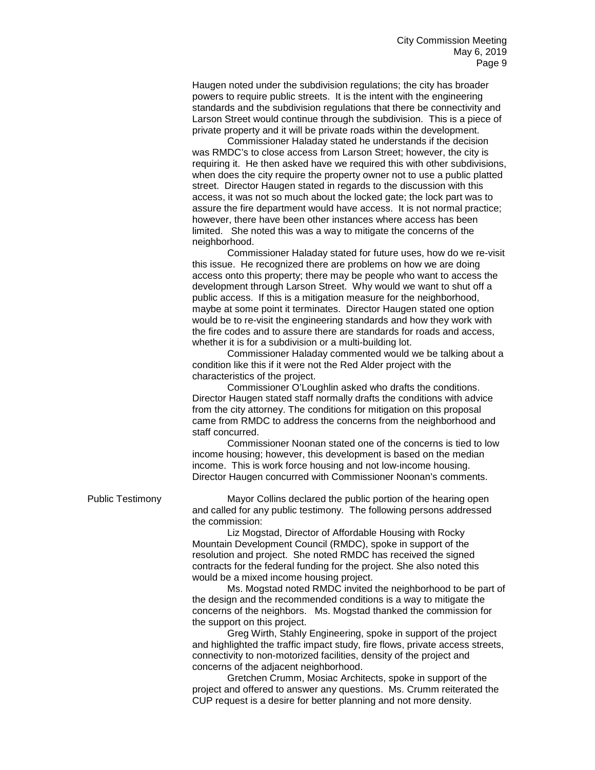Haugen noted under the subdivision regulations; the city has broader powers to require public streets. It is the intent with the engineering standards and the subdivision regulations that there be connectivity and Larson Street would continue through the subdivision. This is a piece of private property and it will be private roads within the development.

Commissioner Haladay stated he understands if the decision was RMDC's to close access from Larson Street; however, the city is requiring it. He then asked have we required this with other subdivisions, when does the city require the property owner not to use a public platted street. Director Haugen stated in regards to the discussion with this access, it was not so much about the locked gate; the lock part was to assure the fire department would have access. It is not normal practice; however, there have been other instances where access has been limited. She noted this was a way to mitigate the concerns of the neighborhood.

Commissioner Haladay stated for future uses, how do we re-visit this issue. He recognized there are problems on how we are doing access onto this property; there may be people who want to access the development through Larson Street. Why would we want to shut off a public access. If this is a mitigation measure for the neighborhood, maybe at some point it terminates. Director Haugen stated one option would be to re-visit the engineering standards and how they work with the fire codes and to assure there are standards for roads and access, whether it is for a subdivision or a multi-building lot.

Commissioner Haladay commented would we be talking about a condition like this if it were not the Red Alder project with the characteristics of the project.

Commissioner O'Loughlin asked who drafts the conditions. Director Haugen stated staff normally drafts the conditions with advice from the city attorney. The conditions for mitigation on this proposal came from RMDC to address the concerns from the neighborhood and staff concurred.

Commissioner Noonan stated one of the concerns is tied to low income housing; however, this development is based on the median income. This is work force housing and not low-income housing. Director Haugen concurred with Commissioner Noonan's comments.

Public Testimony

Mayor Collins declared the public portion of the hearing open and called for any public testimony. The following persons addressed the commission:

Liz Mogstad, Director of Affordable Housing with Rocky Mountain Development Council (RMDC), spoke in support of the resolution and project. She noted RMDC has received the signed contracts for the federal funding for the project. She also noted this would be a mixed income housing project.

Ms. Mogstad noted RMDC invited the neighborhood to be part of the design and the recommended conditions is a way to mitigate the concerns of the neighbors. Ms. Mogstad thanked the commission for the support on this project.

Greg Wirth, Stahly Engineering, spoke in support of the project and highlighted the traffic impact study, fire flows, private access streets, connectivity to non-motorized facilities, density of the project and concerns of the adjacent neighborhood.

Gretchen Crumm, Mosiac Architects, spoke in support of the project and offered to answer any questions. Ms. Crumm reiterated the CUP request is a desire for better planning and not more density.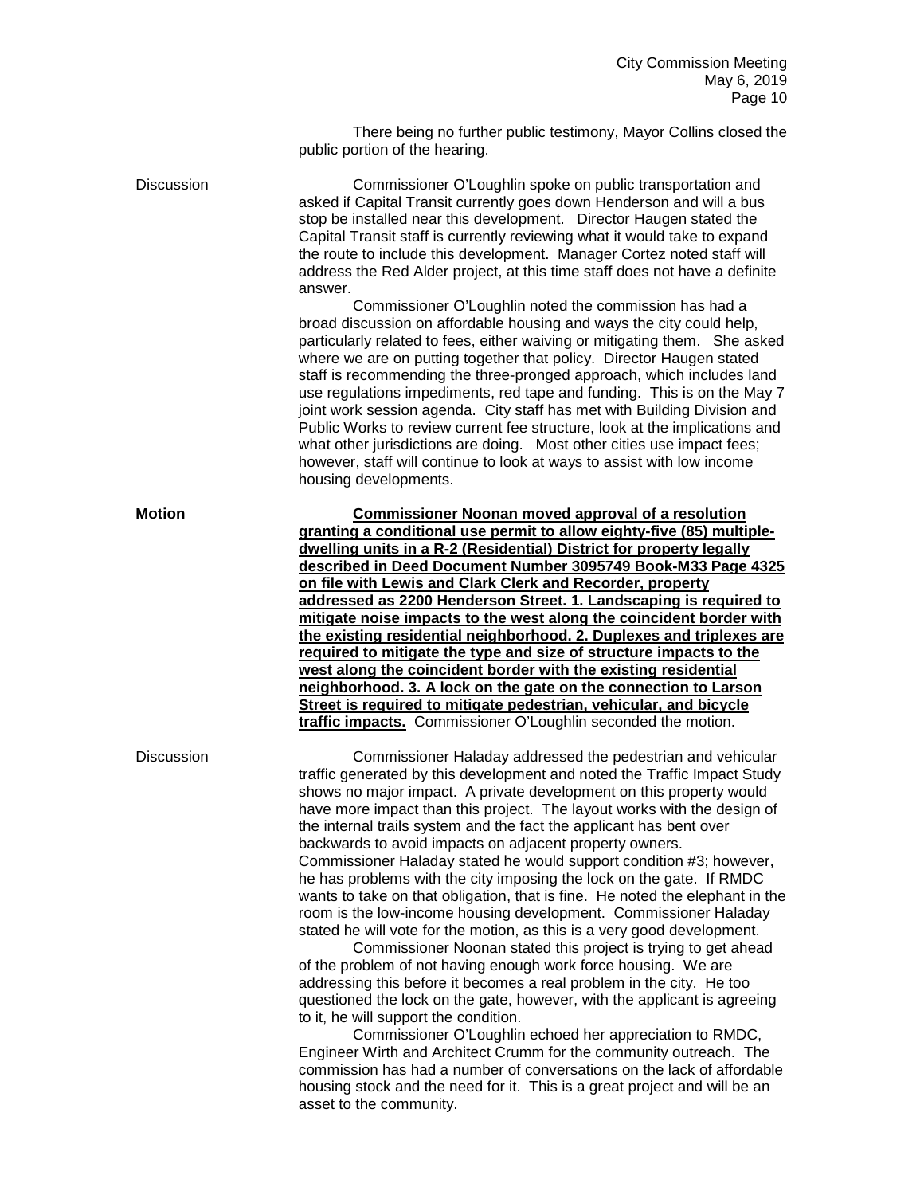There being no further public testimony, Mayor Collins closed the public portion of the hearing.

Discussion

Commissioner O'Loughlin spoke on public transportation and asked if Capital Transit currently goes down Henderson and will a bus stop be installed near this development. Director Haugen stated the Capital Transit staff is currently reviewing what it would take to expand the route to include this development. Manager Cortez noted staff will address the Red Alder project, at this time staff does not have a definite answer.

Commissioner O'Loughlin noted the commission has had a broad discussion on affordable housing and ways the city could help, particularly related to fees, either waiving or mitigating them. She asked where we are on putting together that policy. Director Haugen stated staff is recommending the three-pronged approach, which includes land use regulations impediments, red tape and funding. This is on the May 7 joint work session agenda. City staff has met with Building Division and Public Works to review current fee structure, look at the implications and what other jurisdictions are doing. Most other cities use impact fees; however, staff will continue to look at ways to assist with low income housing developments.

**Motion**

**Commissioner Noonan moved approval of a resolution granting a conditional use permit to allow eighty-five (85) multiple-dwelling units in a R-2 (Residential) District for property legally described in Deed Document Number 3095749 Book-M33 Page 4325 on file with Lewis and Clark Clerk and Recorder, property addressed as 2200 Henderson Street. 1. Landscaping is required to mitigate noise impacts to the west along the coincident border with the existing residential neighborhood. 2. Duplexes and triplexes are required to mitigate the type and size of structure impacts to the west along the coincident border with the existing residential neighborhood. 3. A lock on the gate on the connection to Larson Street is required to mitigate pedestrian, vehicular, and bicycle traffic impacts.** Commissioner O'Loughlin seconded the motion.

Discussion

Commissioner Haladay addressed the pedestrian and vehicular traffic generated by this development and noted the Traffic Impact Study shows no major impact. A private development on this property would have more impact than this project. The layout works with the design of the internal trails system and the fact the applicant has bent over backwards to avoid impacts on adjacent property owners. Commissioner Haladay stated he would support condition #3; however, he has problems with the city imposing the lock on the gate. If RMDC wants to take on that obligation, that is fine. He noted the elephant in the room is the low-income housing development. Commissioner Haladay stated he will vote for the motion, as this is a very good development.

Commissioner Noonan stated this project is trying to get ahead of the problem of not having enough work force housing. We are addressing this before it becomes a real problem in the city. He too questioned the lock on the gate, however, with the applicant is agreeing to it, he will support the condition.

Commissioner O'Loughlin echoed her appreciation to RMDC, Engineer Wirth and Architect Crumm for the community outreach. The commission has had a number of conversations on the lack of affordable housing stock and the need for it. This is a great project and will be an asset to the community.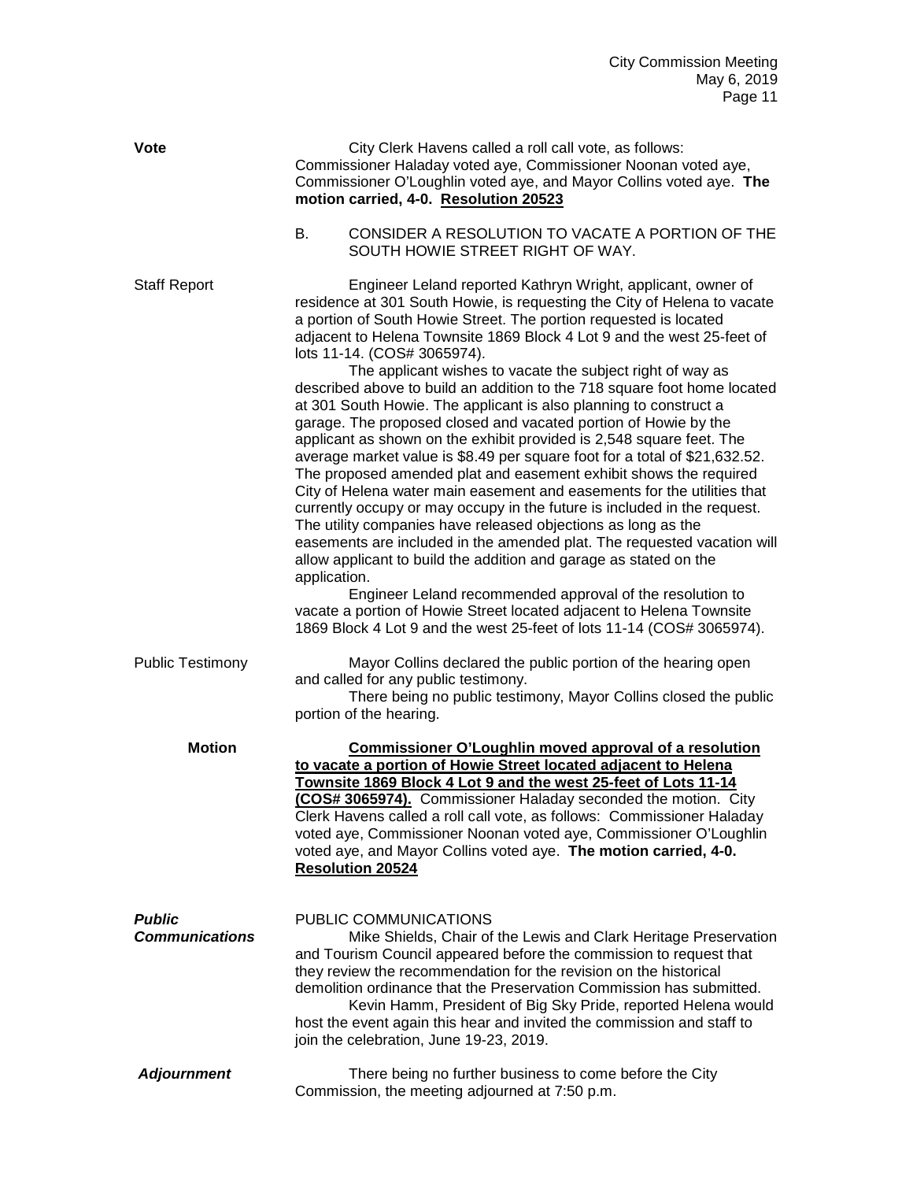**Vote** City Clerk Havens called a roll call vote, as follows: Commissioner Haladay voted aye, Commissioner Noonan voted aye, Commissioner O'Loughlin voted aye, and Mayor Collins voted aye. **The motion carried, 4-0. <u>Resolution 20523</u>**

B. CONSIDER A RESOLUTION TO VACATE A PORTION OF THE SOUTH HOWIE STREET RIGHT OF WAY.

**Staff Report** Engineer Leland reported Kathryn Wright, applicant, owner of residence at 301 South Howie, is requesting the City of Helena to vacate a portion of South Howie Street. The portion requested is located adjacent to Helena Townsite 1869 Block 4 Lot 9 and the west 25-feet of lots 11-14. (COS# 3065974).

The applicant wishes to vacate the subject right of way as described above to build an addition to the 718 square foot home located at 301 South Howie. The applicant is also planning to construct a garage. The proposed closed and vacated portion of Howie by the applicant as shown on the exhibit provided is 2,548 square feet. The average market value is $8.49 per square foot for a total of $21,632.52. The proposed amended plat and easement exhibit shows the required City of Helena water main easement and easements for the utilities that currently occupy or may occupy in the future is included in the request. The utility companies have released objections as long as the easements are included in the amended plat. The requested vacation will allow applicant to build the addition and garage as stated on the application.

Engineer Leland recommended approval of the resolution to vacate a portion of Howie Street located adjacent to Helena Townsite 1869 Block 4 Lot 9 and the west 25-feet of lots 11-14 (COS# 3065974).

**Public Testimony** Mayor Collins declared the public portion of the hearing open and called for any public testimony.

There being no public testimony, Mayor Collins closed the public portion of the hearing.

**Motion** **<u>Commissioner O'Loughlin moved approval of a resolution to vacate a portion of Howie Street located adjacent to Helena Townsite 1869 Block 4 Lot 9 and the west 25-feet of Lots 11-14 (COS# 3065974).</u>** Commissioner Haladay seconded the motion. City Clerk Havens called a roll call vote, as follows: Commissioner Haladay voted aye, Commissioner Noonan voted aye, Commissioner O'Loughlin voted aye, and Mayor Collins voted aye. **The motion carried, 4-0. <u>Resolution 20524</u>**

***Public Communications*** PUBLIC COMMUNICATIONS

Mike Shields, Chair of the Lewis and Clark Heritage Preservation and Tourism Council appeared before the commission to request that they review the recommendation for the revision on the historical demolition ordinance that the Preservation Commission has submitted.

Kevin Hamm, President of Big Sky Pride, reported Helena would host the event again this hear and invited the commission and staff to join the celebration, June 19-23, 2019.

***Adjournment*** There being no further business to come before the City Commission, the meeting adjourned at 7:50 p.m.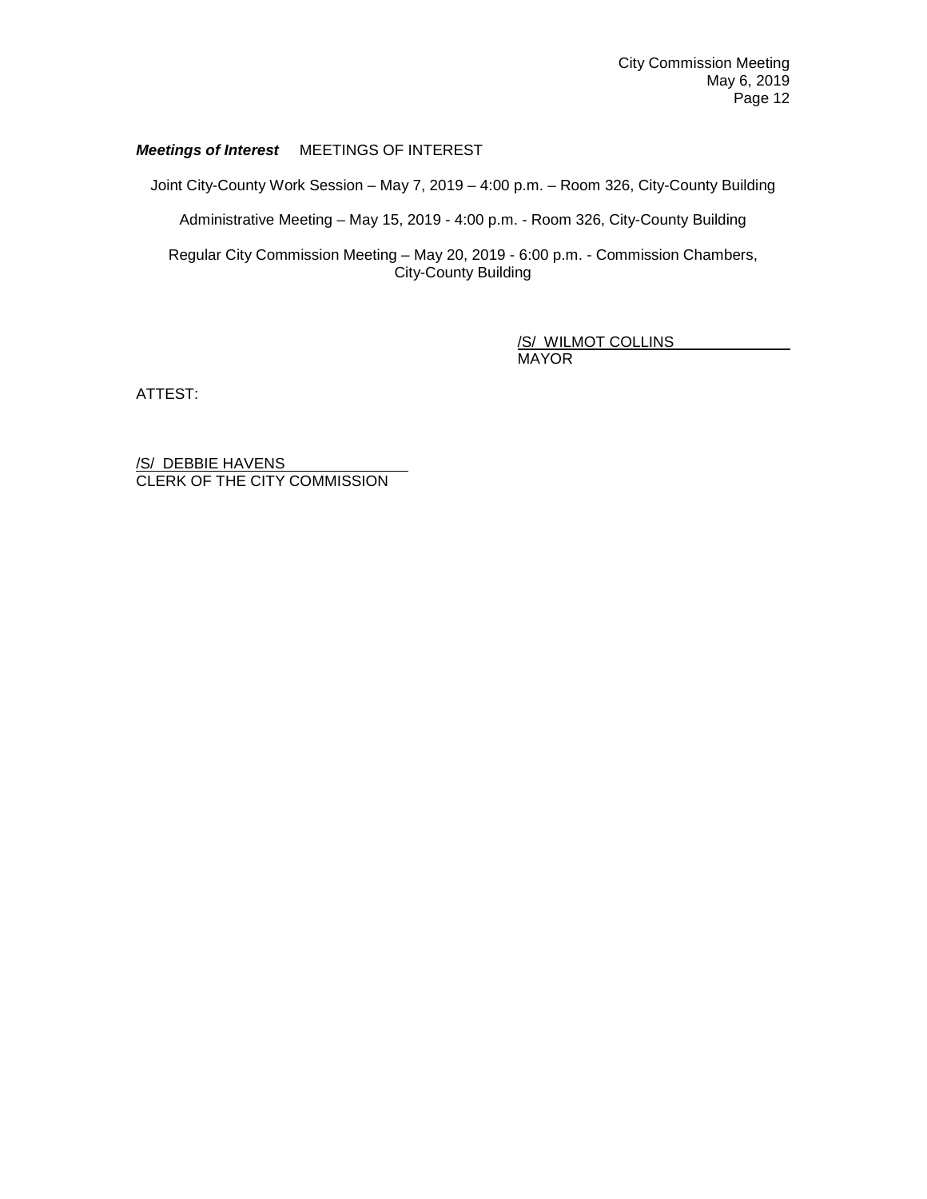***Meetings of Interest*** MEETINGS OF INTEREST

Joint City-County Work Session – May 7, 2019 – 4:00 p.m. – Room 326, City-County Building

Administrative Meeting – May 15, 2019 - 4:00 p.m. - Room 326, City-County Building

Regular City Commission Meeting – May 20, 2019 - 6:00 p.m. - Commission Chambers, City-County Building

/S/ WILMOT COLLINS
MAYOR

ATTEST:

/S/ DEBBIE HAVENS
CLERK OF THE CITY COMMISSION